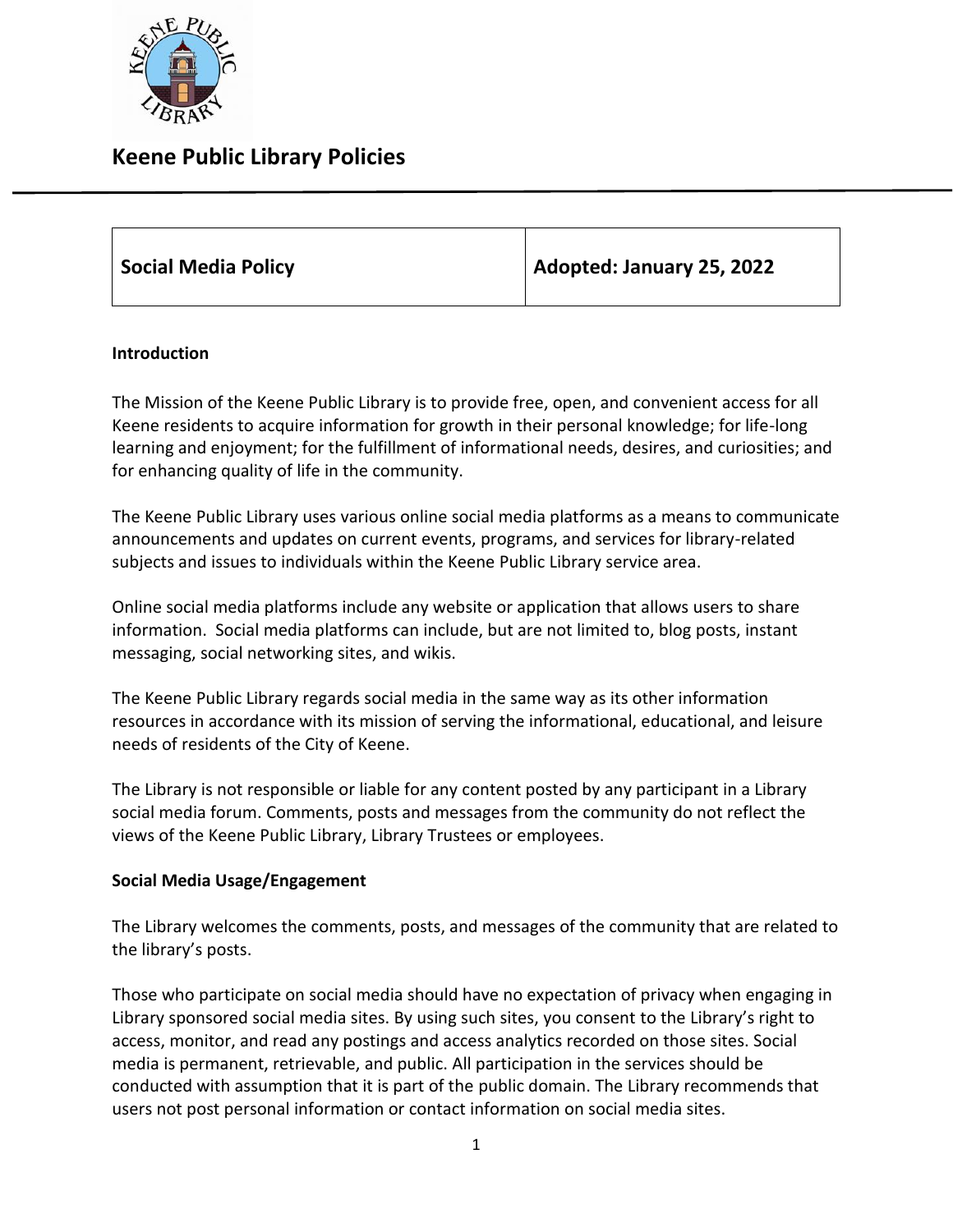# Keene Public Library Policies

| Social Media Policy | Adopted: January 25, 2022 |
|---|---|

**Introduction**

The Mission of the Keene Public Library is to provide free, open, and convenient access for all Keene residents to acquire information for growth in their personal knowledge; for life-long learning and enjoyment; for the fulfillment of informational needs, desires, and curiosities; and for enhancing quality of life in the community.

The Keene Public Library uses various online social media platforms as a means to communicate announcements and updates on current events, programs, and services for library-related subjects and issues to individuals within the Keene Public Library service area.

Online social media platforms include any website or application that allows users to share information. Social media platforms can include, but are not limited to, blog posts, instant messaging, social networking sites, and wikis.

The Keene Public Library regards social media in the same way as its other information resources in accordance with its mission of serving the informational, educational, and leisure needs of residents of the City of Keene.

The Library is not responsible or liable for any content posted by any participant in a Library social media forum. Comments, posts and messages from the community do not reflect the views of the Keene Public Library, Library Trustees or employees.

**Social Media Usage/Engagement**

The Library welcomes the comments, posts, and messages of the community that are related to the library's posts.

Those who participate on social media should have no expectation of privacy when engaging in Library sponsored social media sites. By using such sites, you consent to the Library's right to access, monitor, and read any postings and access analytics recorded on those sites. Social media is permanent, retrievable, and public. All participation in the services should be conducted with assumption that it is part of the public domain. The Library recommends that users not post personal information or contact information on social media sites.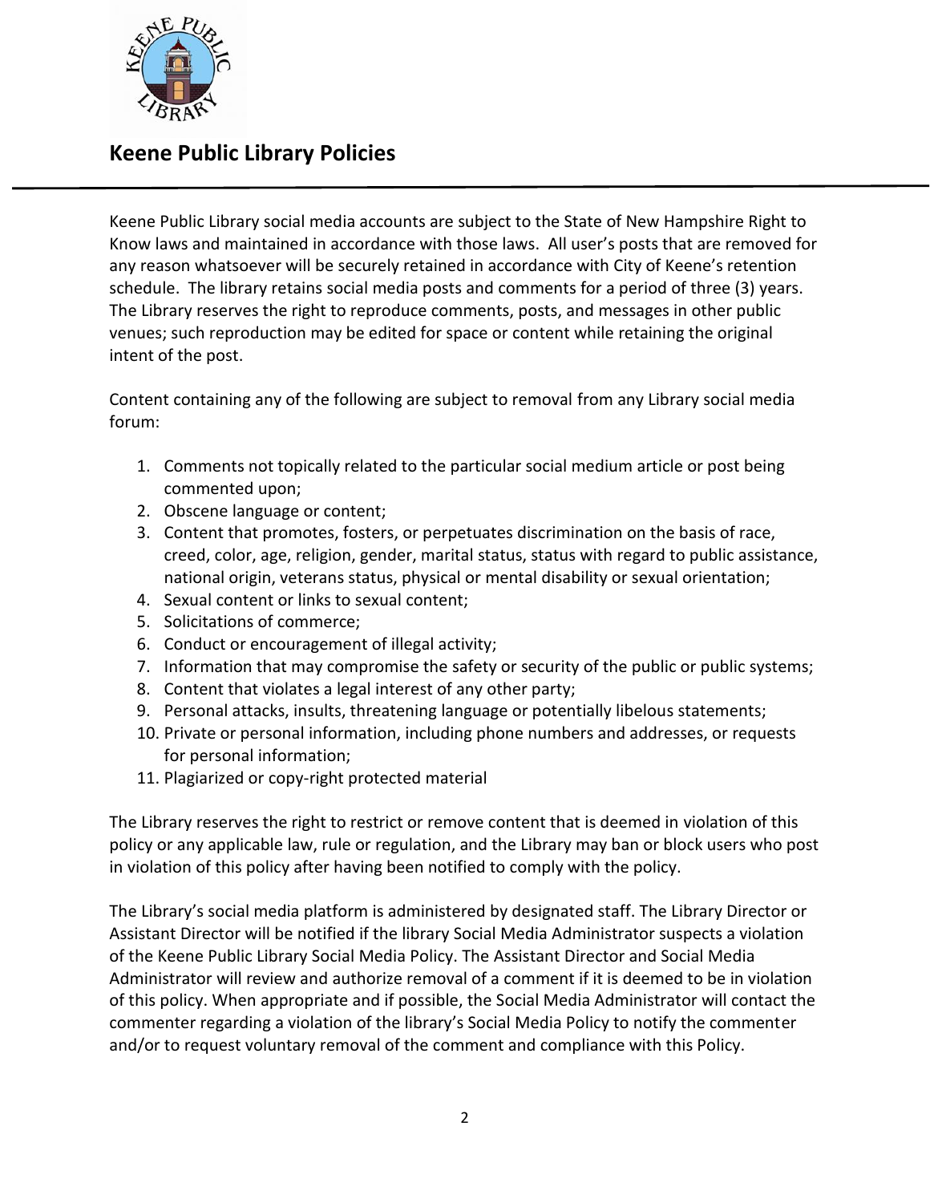Keene Public Library social media accounts are subject to the State of New Hampshire Right to Know laws and maintained in accordance with those laws. All user's posts that are removed for any reason whatsoever will be securely retained in accordance with City of Keene's retention schedule. The library retains social media posts and comments for a period of three (3) years. The Library reserves the right to reproduce comments, posts, and messages in other public venues; such reproduction may be edited for space or content while retaining the original intent of the post.

Content containing any of the following are subject to removal from any Library social media forum:

1. Comments not topically related to the particular social medium article or post being commented upon;
2. Obscene language or content;
3. Content that promotes, fosters, or perpetuates discrimination on the basis of race, creed, color, age, religion, gender, marital status, status with regard to public assistance, national origin, veterans status, physical or mental disability or sexual orientation;
4. Sexual content or links to sexual content;
5. Solicitations of commerce;
6. Conduct or encouragement of illegal activity;
7. Information that may compromise the safety or security of the public or public systems;
8. Content that violates a legal interest of any other party;
9. Personal attacks, insults, threatening language or potentially libelous statements;
10. Private or personal information, including phone numbers and addresses, or requests for personal information;
11. Plagiarized or copy-right protected material

The Library reserves the right to restrict or remove content that is deemed in violation of this policy or any applicable law, rule or regulation, and the Library may ban or block users who post in violation of this policy after having been notified to comply with the policy.

The Library's social media platform is administered by designated staff. The Library Director or Assistant Director will be notified if the library Social Media Administrator suspects a violation of the Keene Public Library Social Media Policy. The Assistant Director and Social Media Administrator will review and authorize removal of a comment if it is deemed to be in violation of this policy. When appropriate and if possible, the Social Media Administrator will contact the commenter regarding a violation of the library's Social Media Policy to notify the commenter and/or to request voluntary removal of the comment and compliance with this Policy.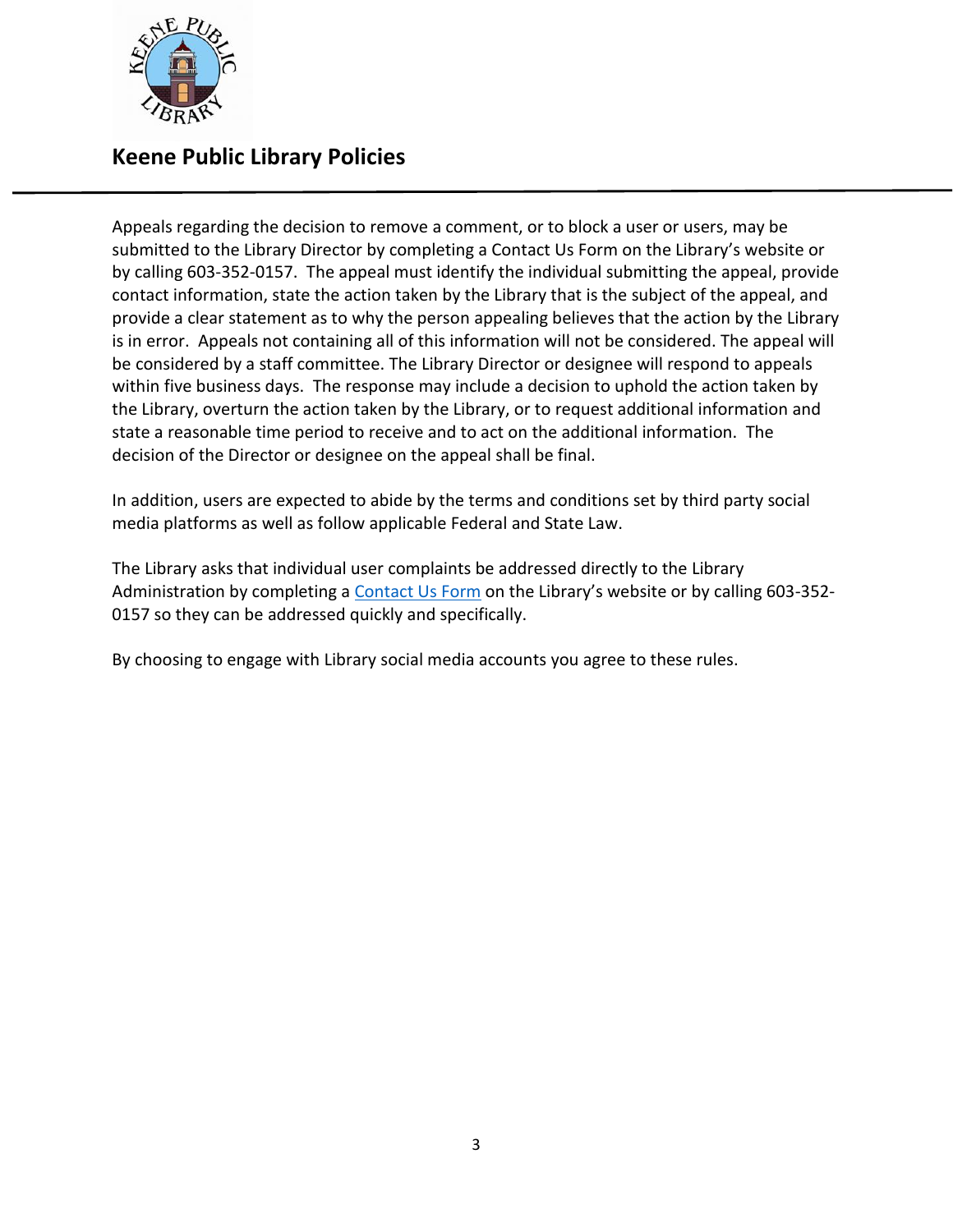Appeals regarding the decision to remove a comment, or to block a user or users, may be submitted to the Library Director by completing a Contact Us Form on the Library's website or by calling 603-352-0157. The appeal must identify the individual submitting the appeal, provide contact information, state the action taken by the Library that is the subject of the appeal, and provide a clear statement as to why the person appealing believes that the action by the Library is in error. Appeals not containing all of this information will not be considered. The appeal will be considered by a staff committee. The Library Director or designee will respond to appeals within five business days. The response may include a decision to uphold the action taken by the Library, overturn the action taken by the Library, or to request additional information and state a reasonable time period to receive and to act on the additional information. The decision of the Director or designee on the appeal shall be final.

In addition, users are expected to abide by the terms and conditions set by third party social media platforms as well as follow applicable Federal and State Law.

The Library asks that individual user complaints be addressed directly to the Library Administration by completing a Contact Us Form on the Library's website or by calling 603-352-0157 so they can be addressed quickly and specifically.

By choosing to engage with Library social media accounts you agree to these rules.